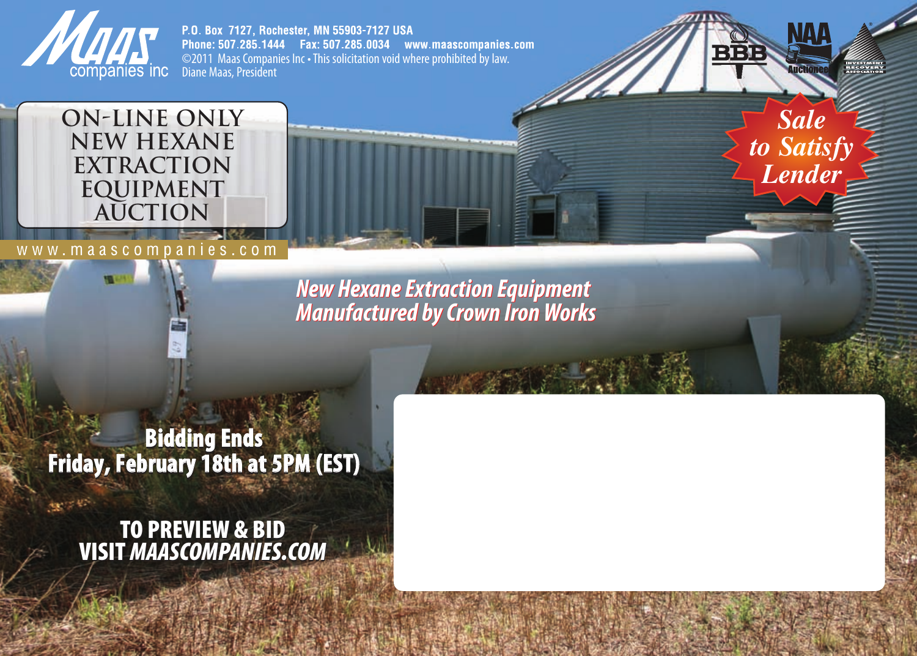Maas companies inc

**P.O. Box 7127, Rochester, MN 55903-7127 USA**
**Phone: 507.285.1444 Fax: 507.285.0034 www.maascompanies.com**
©2011 Maas Companies Inc • This solicitation void where prohibited by law.
Diane Maas, President

BBB | NAA Auctioneer | Investment Recovery Association

# ON-LINE ONLY NEW HEXANE EXTRACTION EQUIPMENT AUCTION

www.maascompanies.com

***Sale to Satisfy Lender***

***New Hexane Extraction Equipment Manufactured by Crown Iron Works***

**Bidding Ends**
**Friday, February 18th at 5PM (EST)**

**TO PREVIEW & BID**
**VISIT *MAASCOMPANIES.COM***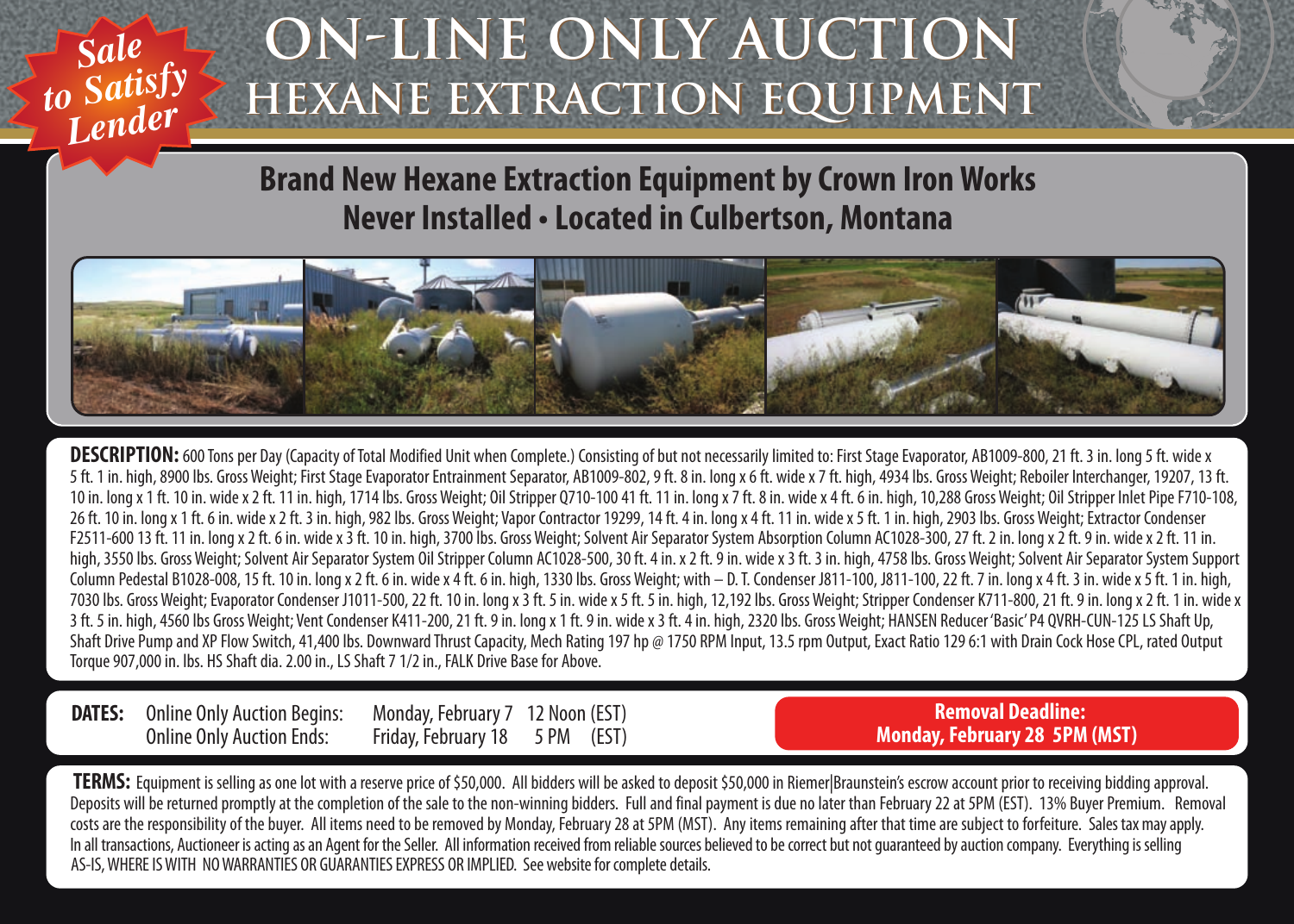*Sale to Satisfy Lender*

# ON-LINE ONLY AUCTION
## HEXANE EXTRACTION EQUIPMENT

### Brand New Hexane Extraction Equipment by Crown Iron Works
### Never Installed • Located in Culbertson, Montana

**DESCRIPTION:** 600 Tons per Day (Capacity of Total Modified Unit when Complete.) Consisting of but not necessarily limited to: First Stage Evaporator, AB1009-800, 21 ft. 3 in. long 5 ft. wide x 5 ft. 1 in. high, 8900 lbs. Gross Weight; First Stage Evaporator Entrainment Separator, AB1009-802, 9 ft. 8 in. long x 6 ft. wide x 7 ft. high, 4934 lbs. Gross Weight; Reboiler Interchanger, 19207, 13 ft. 10 in. long x 1 ft. 10 in. wide x 2 ft. 11 in. high, 1714 lbs. Gross Weight; Oil Stripper Q710-100 41 ft. 11 in. long x 7 ft. 8 in. wide x 4 ft. 6 in. high, 10,288 Gross Weight; Oil Stripper Inlet Pipe F710-108, 26 ft. 10 in. long x 1 ft. 6 in. wide x 2 ft. 3 in. high, 982 lbs. Gross Weight; Vapor Contractor 19299, 14 ft. 4 in. long x 4 ft. 11 in. wide x 5 ft. 1 in. high, 2903 lbs. Gross Weight; Extractor Condenser F2511-600 13 ft. 11 in. long x 2 ft. 6 in. wide x 3 ft. 10 in. high, 3700 lbs. Gross Weight; Solvent Air Separator System Absorption Column AC1028-300, 27 ft. 2 in. long x 2 ft. 9 in. wide x 2 ft. 11 in. high, 3550 lbs. Gross Weight; Solvent Air Separator System Oil Stripper Column AC1028-500, 30 ft. 4 in. x 2 ft. 9 in. wide x 3 ft. 3 in. high, 4758 lbs. Gross Weight; Solvent Air Separator System Support Column Pedestal B1028-008, 15 ft. 10 in. long x 2 ft. 6 in. wide x 4 ft. 6 in. high, 1330 lbs. Gross Weight; with – D. T. Condenser J811-100, J811-100, 22 ft. 7 in. long x 4 ft. 3 in. wide x 5 ft. 1 in. high, 7030 lbs. Gross Weight; Evaporator Condenser J1011-500, 22 ft. 10 in. long x 3 ft. 5 in. wide x 5 ft. 5 in. high, 12,192 lbs. Gross Weight; Stripper Condenser K711-800, 21 ft. 9 in. long x 2 ft. 1 in. wide x 3 ft. 5 in. high, 4560 lbs Gross Weight; Vent Condenser K411-200, 21 ft. 9 in. long x 1 ft. 9 in. wide x 3 ft. 4 in. high, 2320 lbs. Gross Weight; HANSEN Reducer 'Basic' P4 QVRH-CUN-125 LS Shaft Up, Shaft Drive Pump and XP Flow Switch, 41,400 lbs. Downward Thrust Capacity, Mech Rating 197 hp @ 1750 RPM Input, 13.5 rpm Output, Exact Ratio 129 6:1 with Drain Cock Hose CPL, rated Output Torque 907,000 in. lbs. HS Shaft dia. 2.00 in., LS Shaft 7 1/2 in., FALK Drive Base for Above.

| **DATES:** | | | |
|---|---|---|---|
| | Online Only Auction Begins: | Monday, February 7 | 12 Noon (EST) |
| | Online Only Auction Ends: | Friday, February 18 | 5 PM (EST) |

**Removal Deadline: Monday, February 28 5PM (MST)**

**TERMS:** Equipment is selling as one lot with a reserve price of $50,000. All bidders will be asked to deposit $50,000 in Riemer|Braunstein's escrow account prior to receiving bidding approval. Deposits will be returned promptly at the completion of the sale to the non-winning bidders. Full and final payment is due no later than February 22 at 5PM (EST). 13% Buyer Premium. Removal costs are the responsibility of the buyer. All items need to be removed by Monday, February 28 at 5PM (MST). Any items remaining after that time are subject to forfeiture. Sales tax may apply. In all transactions, Auctioneer is acting as an Agent for the Seller. All information received from reliable sources believed to be correct but not guaranteed by auction company. Everything is selling AS-IS, WHERE IS WITH NO WARRANTIES OR GUARANTIES EXPRESS OR IMPLIED. See website for complete details.